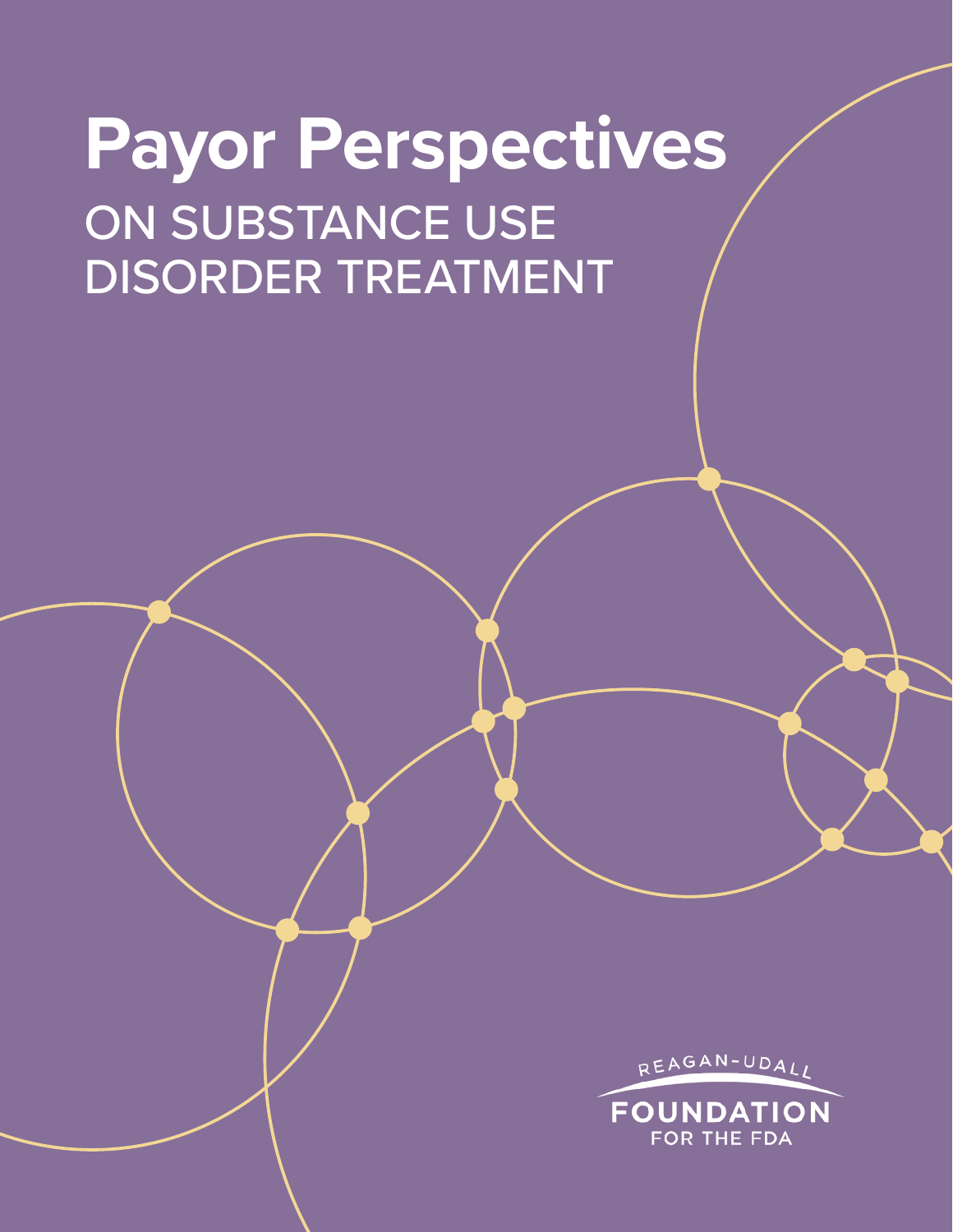# Payor Perspectives

## ON SUBSTANCE USE DISORDER TREATMENT

REAGAN-UDALL FOUNDATION FOR THE FDA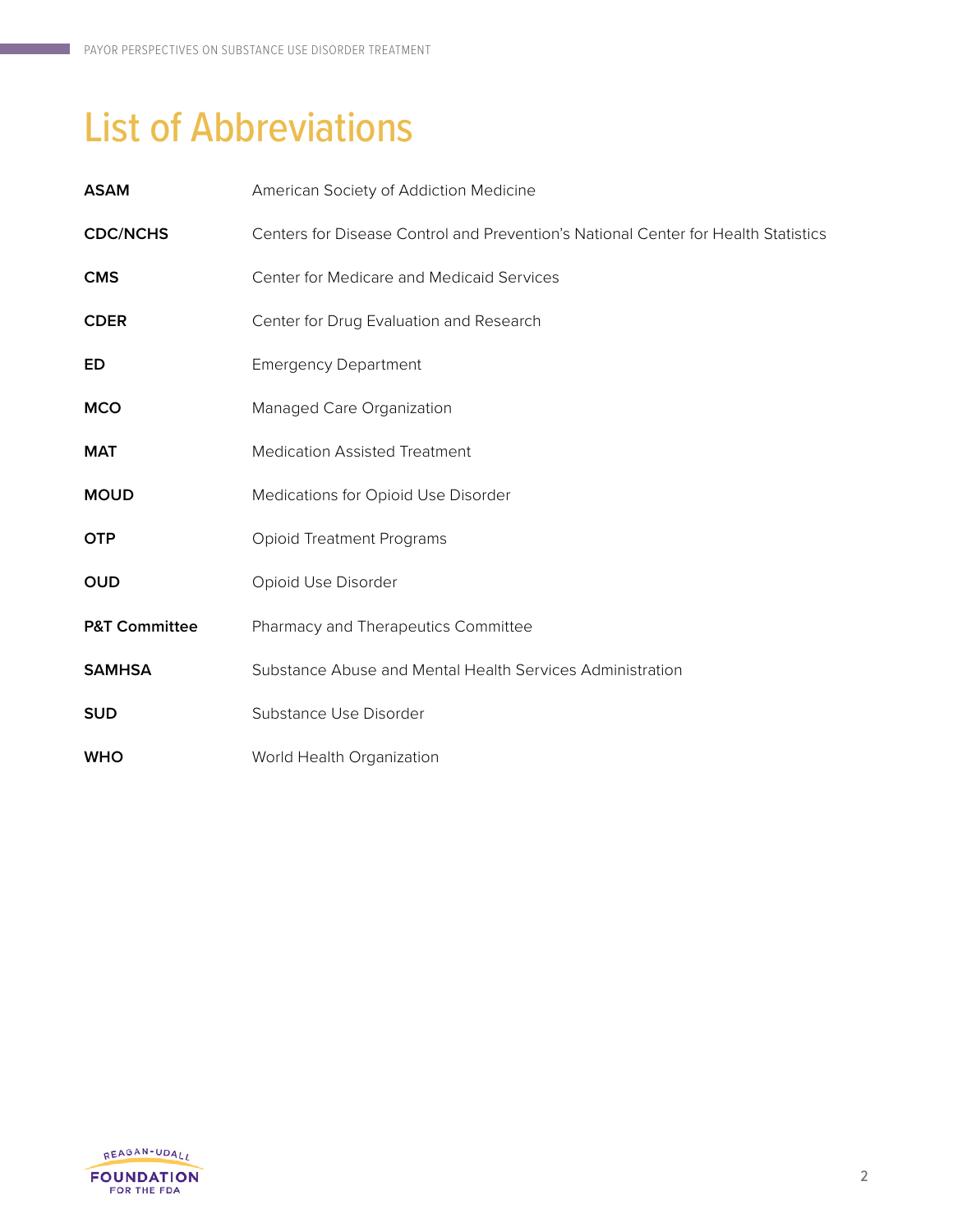# List of Abbreviations

| | |
|---|---|
| **ASAM** | American Society of Addiction Medicine |
| **CDC/NCHS** | Centers for Disease Control and Prevention's National Center for Health Statistics |
| **CMS** | Center for Medicare and Medicaid Services |
| **CDER** | Center for Drug Evaluation and Research |
| **ED** | Emergency Department |
| **MCO** | Managed Care Organization |
| **MAT** | Medication Assisted Treatment |
| **MOUD** | Medications for Opioid Use Disorder |
| **OTP** | Opioid Treatment Programs |
| **OUD** | Opioid Use Disorder |
| **P&T Committee** | Pharmacy and Therapeutics Committee |
| **SAMHSA** | Substance Abuse and Mental Health Services Administration |
| **SUD** | Substance Use Disorder |
| **WHO** | World Health Organization |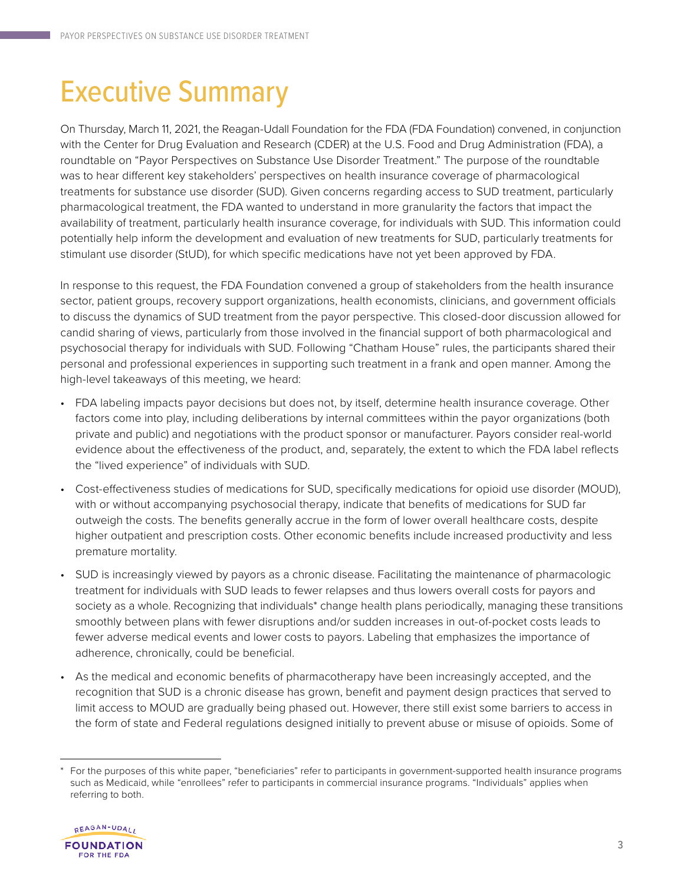# Executive Summary

On Thursday, March 11, 2021, the Reagan-Udall Foundation for the FDA (FDA Foundation) convened, in conjunction with the Center for Drug Evaluation and Research (CDER) at the U.S. Food and Drug Administration (FDA), a roundtable on "Payor Perspectives on Substance Use Disorder Treatment." The purpose of the roundtable was to hear different key stakeholders' perspectives on health insurance coverage of pharmacological treatments for substance use disorder (SUD). Given concerns regarding access to SUD treatment, particularly pharmacological treatment, the FDA wanted to understand in more granularity the factors that impact the availability of treatment, particularly health insurance coverage, for individuals with SUD. This information could potentially help inform the development and evaluation of new treatments for SUD, particularly treatments for stimulant use disorder (StUD), for which specific medications have not yet been approved by FDA.

In response to this request, the FDA Foundation convened a group of stakeholders from the health insurance sector, patient groups, recovery support organizations, health economists, clinicians, and government officials to discuss the dynamics of SUD treatment from the payor perspective. This closed-door discussion allowed for candid sharing of views, particularly from those involved in the financial support of both pharmacological and psychosocial therapy for individuals with SUD. Following "Chatham House" rules, the participants shared their personal and professional experiences in supporting such treatment in a frank and open manner. Among the high-level takeaways of this meeting, we heard:

- FDA labeling impacts payor decisions but does not, by itself, determine health insurance coverage. Other factors come into play, including deliberations by internal committees within the payor organizations (both private and public) and negotiations with the product sponsor or manufacturer. Payors consider real-world evidence about the effectiveness of the product, and, separately, the extent to which the FDA label reflects the "lived experience" of individuals with SUD.
- Cost-effectiveness studies of medications for SUD, specifically medications for opioid use disorder (MOUD), with or without accompanying psychosocial therapy, indicate that benefits of medications for SUD far outweigh the costs. The benefits generally accrue in the form of lower overall healthcare costs, despite higher outpatient and prescription costs. Other economic benefits include increased productivity and less premature mortality.
- SUD is increasingly viewed by payors as a chronic disease. Facilitating the maintenance of pharmacologic treatment for individuals with SUD leads to fewer relapses and thus lowers overall costs for payors and society as a whole. Recognizing that individuals* change health plans periodically, managing these transitions smoothly between plans with fewer disruptions and/or sudden increases in out-of-pocket costs leads to fewer adverse medical events and lower costs to payors. Labeling that emphasizes the importance of adherence, chronically, could be beneficial.
- As the medical and economic benefits of pharmacotherapy have been increasingly accepted, and the recognition that SUD is a chronic disease has grown, benefit and payment design practices that served to limit access to MOUD are gradually being phased out. However, there still exist some barriers to access in the form of state and Federal regulations designed initially to prevent abuse or misuse of opioids. Some of

* For the purposes of this white paper, "beneficiaries" refer to participants in government-supported health insurance programs such as Medicaid, while "enrollees" refer to participants in commercial insurance programs. "Individuals" applies when referring to both.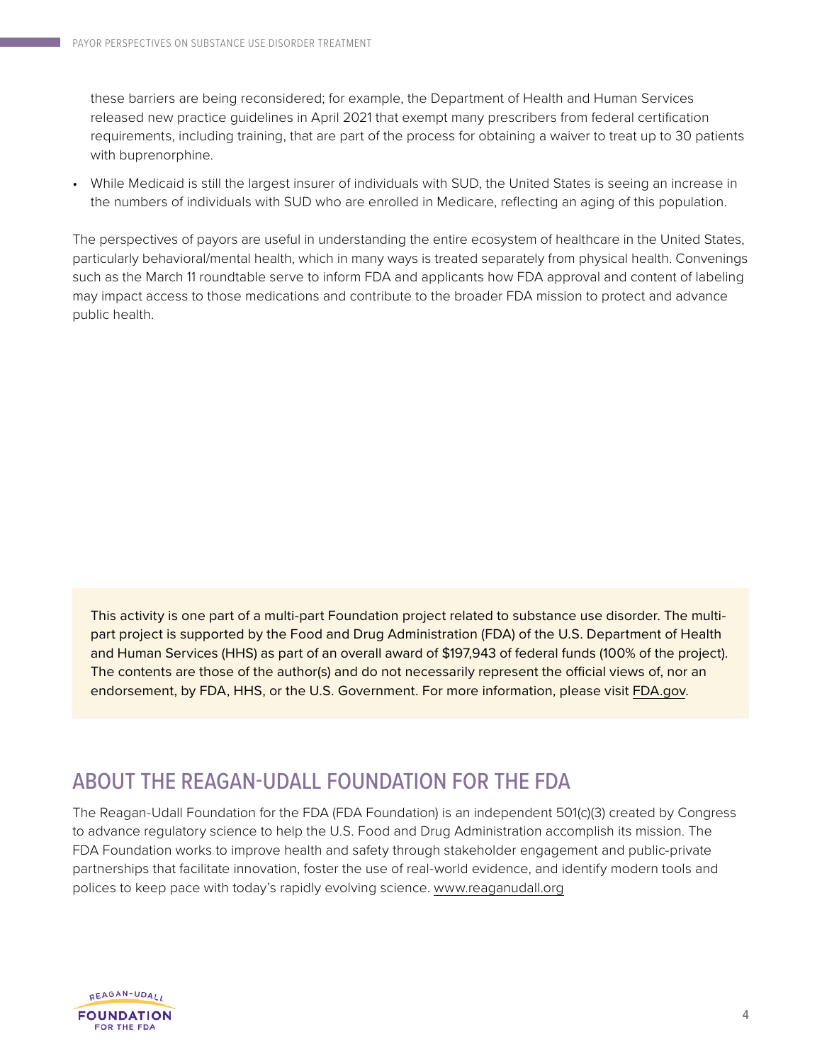these barriers are being reconsidered; for example, the Department of Health and Human Services released new practice guidelines in April 2021 that exempt many prescribers from federal certification requirements, including training, that are part of the process for obtaining a waiver to treat up to 30 patients with buprenorphine.

- While Medicaid is still the largest insurer of individuals with SUD, the United States is seeing an increase in the numbers of individuals with SUD who are enrolled in Medicare, reflecting an aging of this population.

The perspectives of payors are useful in understanding the entire ecosystem of healthcare in the United States, particularly behavioral/mental health, which in many ways is treated separately from physical health. Convenings such as the March 11 roundtable serve to inform FDA and applicants how FDA approval and content of labeling may impact access to those medications and contribute to the broader FDA mission to protect and advance public health.

This activity is one part of a multi-part Foundation project related to substance use disorder. The multi-part project is supported by the Food and Drug Administration (FDA) of the U.S. Department of Health and Human Services (HHS) as part of an overall award of $197,943 of federal funds (100% of the project). The contents are those of the author(s) and do not necessarily represent the official views of, nor an endorsement, by FDA, HHS, or the U.S. Government. For more information, please visit FDA.gov.

## ABOUT THE REAGAN-UDALL FOUNDATION FOR THE FDA

The Reagan-Udall Foundation for the FDA (FDA Foundation) is an independent 501(c)(3) created by Congress to advance regulatory science to help the U.S. Food and Drug Administration accomplish its mission. The FDA Foundation works to improve health and safety through stakeholder engagement and public-private partnerships that facilitate innovation, foster the use of real-world evidence, and identify modern tools and polices to keep pace with today's rapidly evolving science. www.reaganudall.org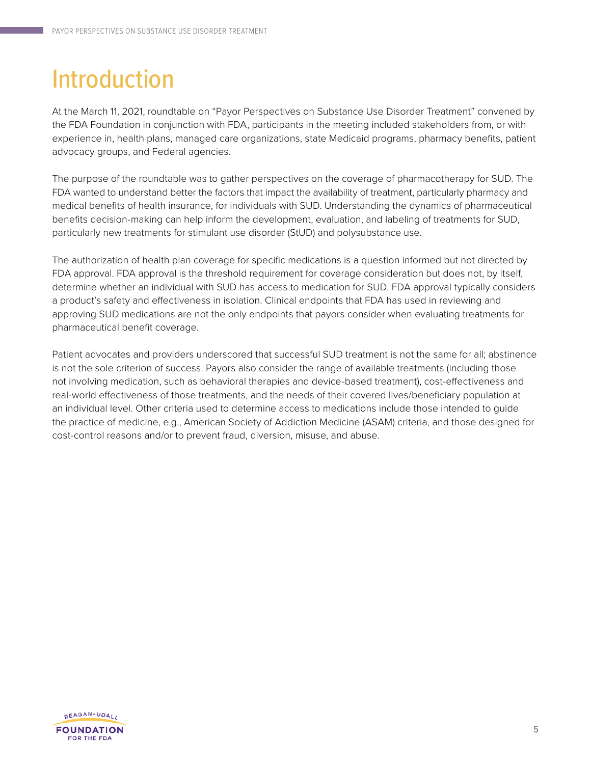# Introduction

At the March 11, 2021, roundtable on "Payor Perspectives on Substance Use Disorder Treatment" convened by the FDA Foundation in conjunction with FDA, participants in the meeting included stakeholders from, or with experience in, health plans, managed care organizations, state Medicaid programs, pharmacy benefits, patient advocacy groups, and Federal agencies.

The purpose of the roundtable was to gather perspectives on the coverage of pharmacotherapy for SUD. The FDA wanted to understand better the factors that impact the availability of treatment, particularly pharmacy and medical benefits of health insurance, for individuals with SUD. Understanding the dynamics of pharmaceutical benefits decision-making can help inform the development, evaluation, and labeling of treatments for SUD, particularly new treatments for stimulant use disorder (StUD) and polysubstance use.

The authorization of health plan coverage for specific medications is a question informed but not directed by FDA approval. FDA approval is the threshold requirement for coverage consideration but does not, by itself, determine whether an individual with SUD has access to medication for SUD. FDA approval typically considers a product's safety and effectiveness in isolation. Clinical endpoints that FDA has used in reviewing and approving SUD medications are not the only endpoints that payors consider when evaluating treatments for pharmaceutical benefit coverage.

Patient advocates and providers underscored that successful SUD treatment is not the same for all; abstinence is not the sole criterion of success. Payors also consider the range of available treatments (including those not involving medication, such as behavioral therapies and device-based treatment), cost-effectiveness and real-world effectiveness of those treatments, and the needs of their covered lives/beneficiary population at an individual level. Other criteria used to determine access to medications include those intended to guide the practice of medicine, e.g., American Society of Addiction Medicine (ASAM) criteria, and those designed for cost-control reasons and/or to prevent fraud, diversion, misuse, and abuse.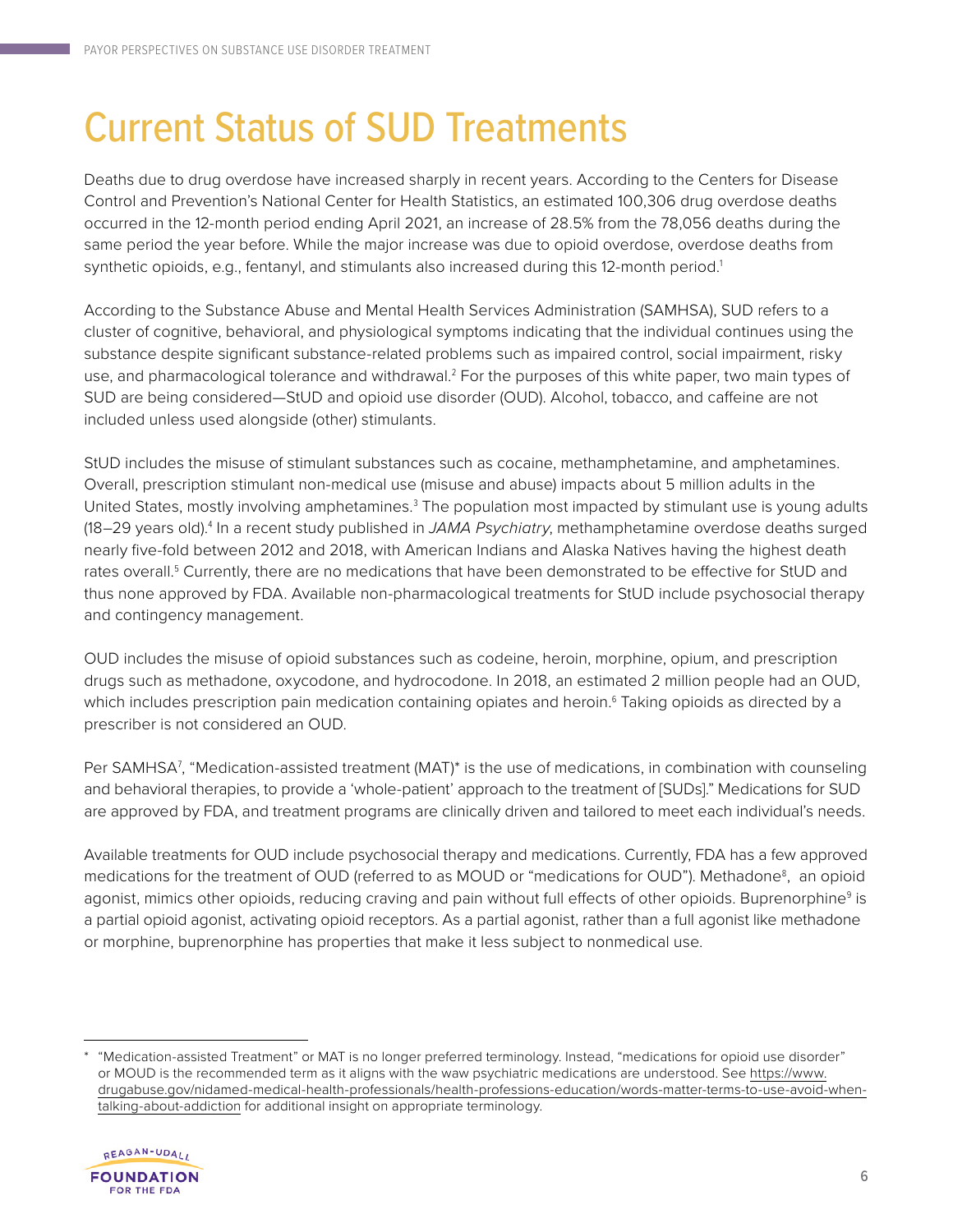# Current Status of SUD Treatments

Deaths due to drug overdose have increased sharply in recent years. According to the Centers for Disease Control and Prevention's National Center for Health Statistics, an estimated 100,306 drug overdose deaths occurred in the 12-month period ending April 2021, an increase of 28.5% from the 78,056 deaths during the same period the year before. While the major increase was due to opioid overdose, overdose deaths from synthetic opioids, e.g., fentanyl, and stimulants also increased during this 12-month period.[1]

According to the Substance Abuse and Mental Health Services Administration (SAMHSA), SUD refers to a cluster of cognitive, behavioral, and physiological symptoms indicating that the individual continues using the substance despite significant substance-related problems such as impaired control, social impairment, risky use, and pharmacological tolerance and withdrawal.[2] For the purposes of this white paper, two main types of SUD are being considered—StUD and opioid use disorder (OUD). Alcohol, tobacco, and caffeine are not included unless used alongside (other) stimulants.

StUD includes the misuse of stimulant substances such as cocaine, methamphetamine, and amphetamines. Overall, prescription stimulant non-medical use (misuse and abuse) impacts about 5 million adults in the United States, mostly involving amphetamines.[3] The population most impacted by stimulant use is young adults (18–29 years old).[4] In a recent study published in *JAMA Psychiatry*, methamphetamine overdose deaths surged nearly five-fold between 2012 and 2018, with American Indians and Alaska Natives having the highest death rates overall.[5] Currently, there are no medications that have been demonstrated to be effective for StUD and thus none approved by FDA. Available non-pharmacological treatments for StUD include psychosocial therapy and contingency management.

OUD includes the misuse of opioid substances such as codeine, heroin, morphine, opium, and prescription drugs such as methadone, oxycodone, and hydrocodone. In 2018, an estimated 2 million people had an OUD, which includes prescription pain medication containing opiates and heroin.[6] Taking opioids as directed by a prescriber is not considered an OUD.

Per SAMHSA[7], "Medication-assisted treatment (MAT)* is the use of medications, in combination with counseling and behavioral therapies, to provide a 'whole-patient' approach to the treatment of [SUDs]." Medications for SUD are approved by FDA, and treatment programs are clinically driven and tailored to meet each individual's needs.

Available treatments for OUD include psychosocial therapy and medications. Currently, FDA has a few approved medications for the treatment of OUD (referred to as MOUD or "medications for OUD"). Methadone[8], an opioid agonist, mimics other opioids, reducing craving and pain without full effects of other opioids. Buprenorphine[9] is a partial opioid agonist, activating opioid receptors. As a partial agonist, rather than a full agonist like methadone or morphine, buprenorphine has properties that make it less subject to nonmedical use.

---

\* "Medication-assisted Treatment" or MAT is no longer preferred terminology. Instead, "medications for opioid use disorder" or MOUD is the recommended term as it aligns with the waw psychiatric medications are understood. See https://www.drugabuse.gov/nidamed-medical-health-professionals/health-professions-education/words-matter-terms-to-use-avoid-when-talking-about-addiction for additional insight on appropriate terminology.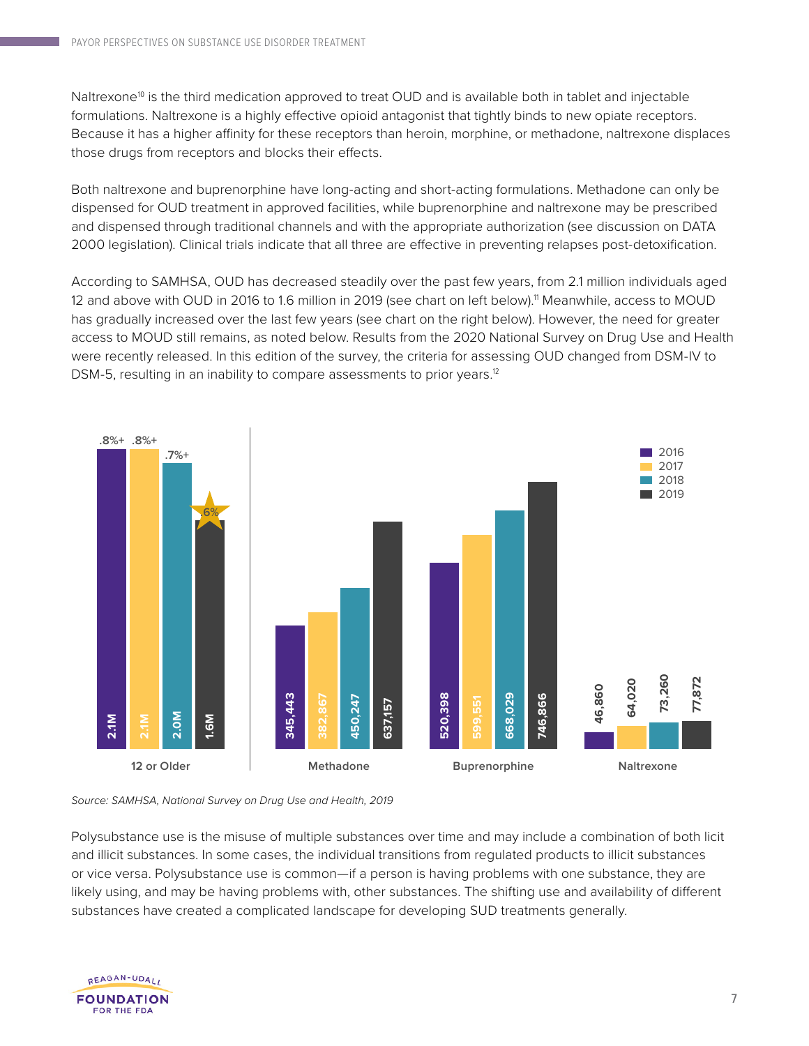Naltrexone[10] is the third medication approved to treat OUD and is available both in tablet and injectable formulations. Naltrexone is a highly effective opioid antagonist that tightly binds to new opiate receptors. Because it has a higher affinity for these receptors than heroin, morphine, or methadone, naltrexone displaces those drugs from receptors and blocks their effects.

Both naltrexone and buprenorphine have long-acting and short-acting formulations. Methadone can only be dispensed for OUD treatment in approved facilities, while buprenorphine and naltrexone may be prescribed and dispensed through traditional channels and with the appropriate authorization (see discussion on DATA 2000 legislation). Clinical trials indicate that all three are effective in preventing relapses post-detoxification.

According to SAMHSA, OUD has decreased steadily over the past few years, from 2.1 million individuals aged 12 and above with OUD in 2016 to 1.6 million in 2019 (see chart on left below).[11] Meanwhile, access to MOUD has gradually increased over the last few years (see chart on the right below). However, the need for greater access to MOUD still remains, as noted below. Results from the 2020 National Survey on Drug Use and Health were recently released. In this edition of the survey, the criteria for assessing OUD changed from DSM-IV to DSM-5, resulting in an inability to compare assessments to prior years.[12]

| | 2016 | 2017 | 2018 | 2019 |
|---|---|---|---|---|
| 12 or Older | 2.1M (.8%+) | 2.1M (.8%+) | 2.0M (.7%+) | 1.6M (.6%) |
| Methadone | 345,443 | 382,867 | 450,247 | 637,157 |
| Buprenorphine | 520,398 | 599,551 | 668,029 | 746,866 |
| Naltrexone | 46,860 | 64,020 | 73,260 | 77,872 |

*Source: SAMHSA, National Survey on Drug Use and Health, 2019*

Polysubstance use is the misuse of multiple substances over time and may include a combination of both licit and illicit substances. In some cases, the individual transitions from regulated products to illicit substances or vice versa. Polysubstance use is common—if a person is having problems with one substance, they are likely using, and may be having problems with, other substances. The shifting use and availability of different substances have created a complicated landscape for developing SUD treatments generally.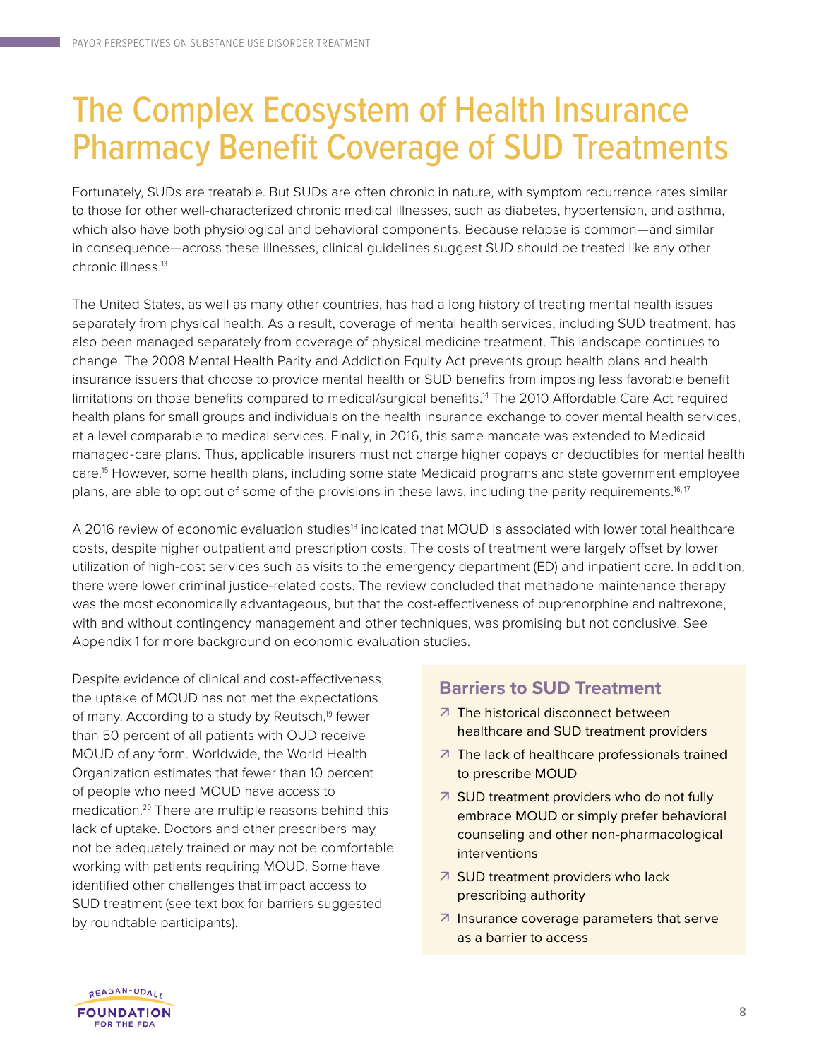# The Complex Ecosystem of Health Insurance Pharmacy Benefit Coverage of SUD Treatments

Fortunately, SUDs are treatable. But SUDs are often chronic in nature, with symptom recurrence rates similar to those for other well-characterized chronic medical illnesses, such as diabetes, hypertension, and asthma, which also have both physiological and behavioral components. Because relapse is common—and similar in consequence—across these illnesses, clinical guidelines suggest SUD should be treated like any other chronic illness.[13]

The United States, as well as many other countries, has had a long history of treating mental health issues separately from physical health. As a result, coverage of mental health services, including SUD treatment, has also been managed separately from coverage of physical medicine treatment. This landscape continues to change. The 2008 Mental Health Parity and Addiction Equity Act prevents group health plans and health insurance issuers that choose to provide mental health or SUD benefits from imposing less favorable benefit limitations on those benefits compared to medical/surgical benefits.[14] The 2010 Affordable Care Act required health plans for small groups and individuals on the health insurance exchange to cover mental health services, at a level comparable to medical services. Finally, in 2016, this same mandate was extended to Medicaid managed-care plans. Thus, applicable insurers must not charge higher copays or deductibles for mental health care.[15] However, some health plans, including some state Medicaid programs and state government employee plans, are able to opt out of some of the provisions in these laws, including the parity requirements.[16, 17]

A 2016 review of economic evaluation studies[18] indicated that MOUD is associated with lower total healthcare costs, despite higher outpatient and prescription costs. The costs of treatment were largely offset by lower utilization of high-cost services such as visits to the emergency department (ED) and inpatient care. In addition, there were lower criminal justice-related costs. The review concluded that methadone maintenance therapy was the most economically advantageous, but that the cost-effectiveness of buprenorphine and naltrexone, with and without contingency management and other techniques, was promising but not conclusive. See Appendix 1 for more background on economic evaluation studies.

Despite evidence of clinical and cost-effectiveness, the uptake of MOUD has not met the expectations of many. According to a study by Reutsch,[19] fewer than 50 percent of all patients with OUD receive MOUD of any form. Worldwide, the World Health Organization estimates that fewer than 10 percent of people who need MOUD have access to medication.[20] There are multiple reasons behind this lack of uptake. Doctors and other prescribers may not be adequately trained or may not be comfortable working with patients requiring MOUD. Some have identified other challenges that impact access to SUD treatment (see text box for barriers suggested by roundtable participants).

### Barriers to SUD Treatment

- The historical disconnect between healthcare and SUD treatment providers
- The lack of healthcare professionals trained to prescribe MOUD
- SUD treatment providers who do not fully embrace MOUD or simply prefer behavioral counseling and other non-pharmacological interventions
- SUD treatment providers who lack prescribing authority
- Insurance coverage parameters that serve as a barrier to access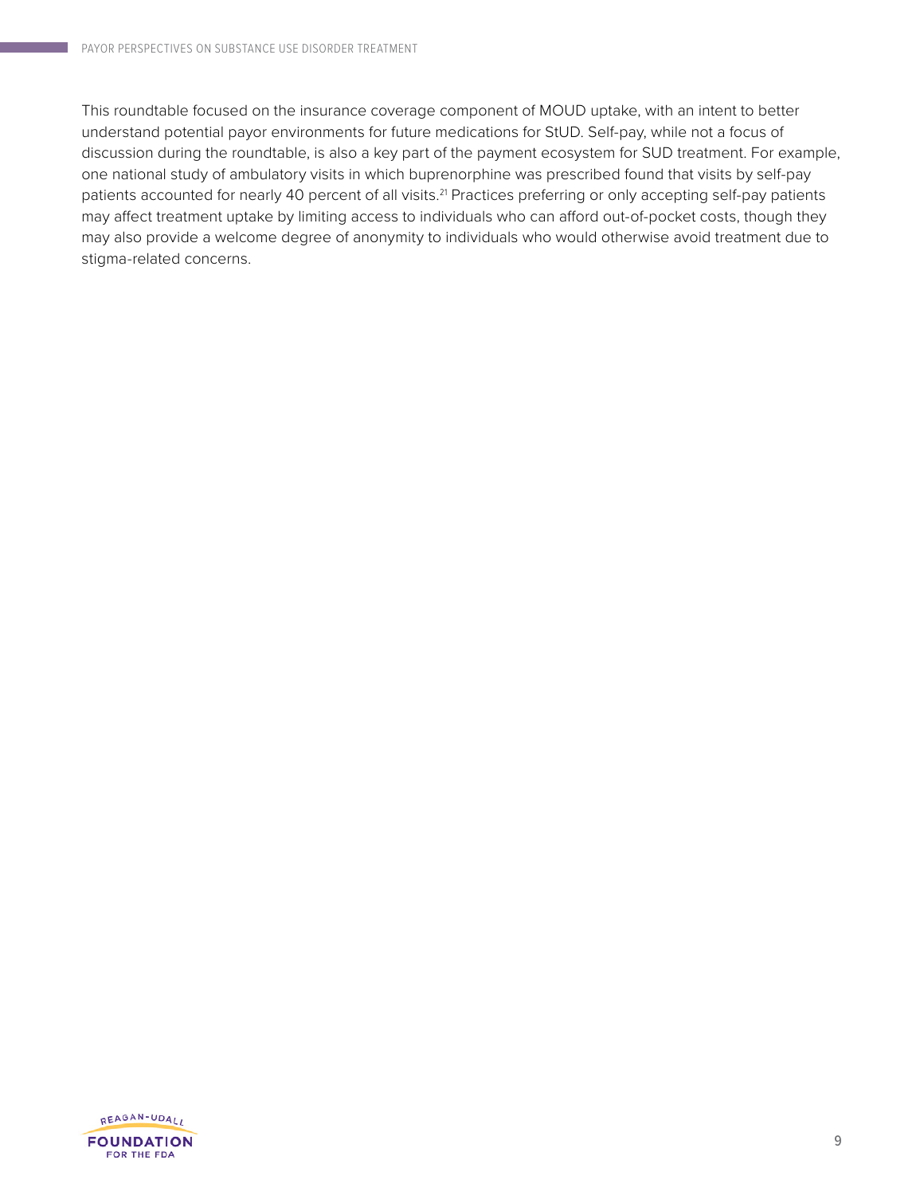This roundtable focused on the insurance coverage component of MOUD uptake, with an intent to better understand potential payor environments for future medications for StUD. Self-pay, while not a focus of discussion during the roundtable, is also a key part of the payment ecosystem for SUD treatment. For example, one national study of ambulatory visits in which buprenorphine was prescribed found that visits by self-pay patients accounted for nearly 40 percent of all visits.[21] Practices preferring or only accepting self-pay patients may affect treatment uptake by limiting access to individuals who can afford out-of-pocket costs, though they may also provide a welcome degree of anonymity to individuals who would otherwise avoid treatment due to stigma-related concerns.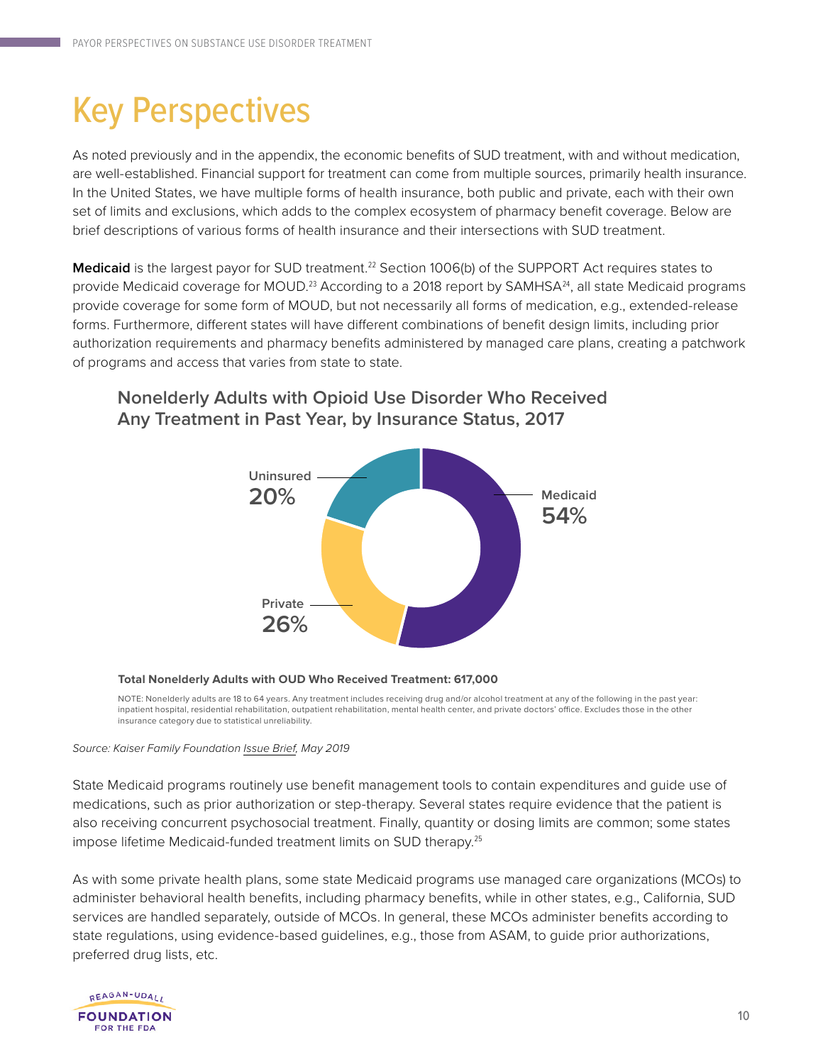# Key Perspectives

As noted previously and in the appendix, the economic benefits of SUD treatment, with and without medication, are well-established. Financial support for treatment can come from multiple sources, primarily health insurance. In the United States, we have multiple forms of health insurance, both public and private, each with their own set of limits and exclusions, which adds to the complex ecosystem of pharmacy benefit coverage. Below are brief descriptions of various forms of health insurance and their intersections with SUD treatment.

**Medicaid** is the largest payor for SUD treatment.[22] Section 1006(b) of the SUPPORT Act requires states to provide Medicaid coverage for MOUD.[23] According to a 2018 report by SAMHSA[24], all state Medicaid programs provide coverage for some form of MOUD, but not necessarily all forms of medication, e.g., extended-release forms. Furthermore, different states will have different combinations of benefit design limits, including prior authorization requirements and pharmacy benefits administered by managed care plans, creating a patchwork of programs and access that varies from state to state.

### Nonelderly Adults with Opioid Use Disorder Who Received Any Treatment in Past Year, by Insurance Status, 2017

| Insurance Status | Percent |
|---|---|
| Medicaid | 54% |
| Private | 26% |
| Uninsured | 20% |

**Total Nonelderly Adults with OUD Who Received Treatment: 617,000**

NOTE: Nonelderly adults are 18 to 64 years. Any treatment includes receiving drug and/or alcohol treatment at any of the following in the past year: inpatient hospital, residential rehabilitation, outpatient rehabilitation, mental health center, and private doctors' office. Excludes those in the other insurance category due to statistical unreliability.

*Source: Kaiser Family Foundation Issue Brief, May 2019*

State Medicaid programs routinely use benefit management tools to contain expenditures and guide use of medications, such as prior authorization or step-therapy. Several states require evidence that the patient is also receiving concurrent psychosocial treatment. Finally, quantity or dosing limits are common; some states impose lifetime Medicaid-funded treatment limits on SUD therapy.[25]

As with some private health plans, some state Medicaid programs use managed care organizations (MCOs) to administer behavioral health benefits, including pharmacy benefits, while in other states, e.g., California, SUD services are handled separately, outside of MCOs. In general, these MCOs administer benefits according to state regulations, using evidence-based guidelines, e.g., those from ASAM, to guide prior authorizations, preferred drug lists, etc.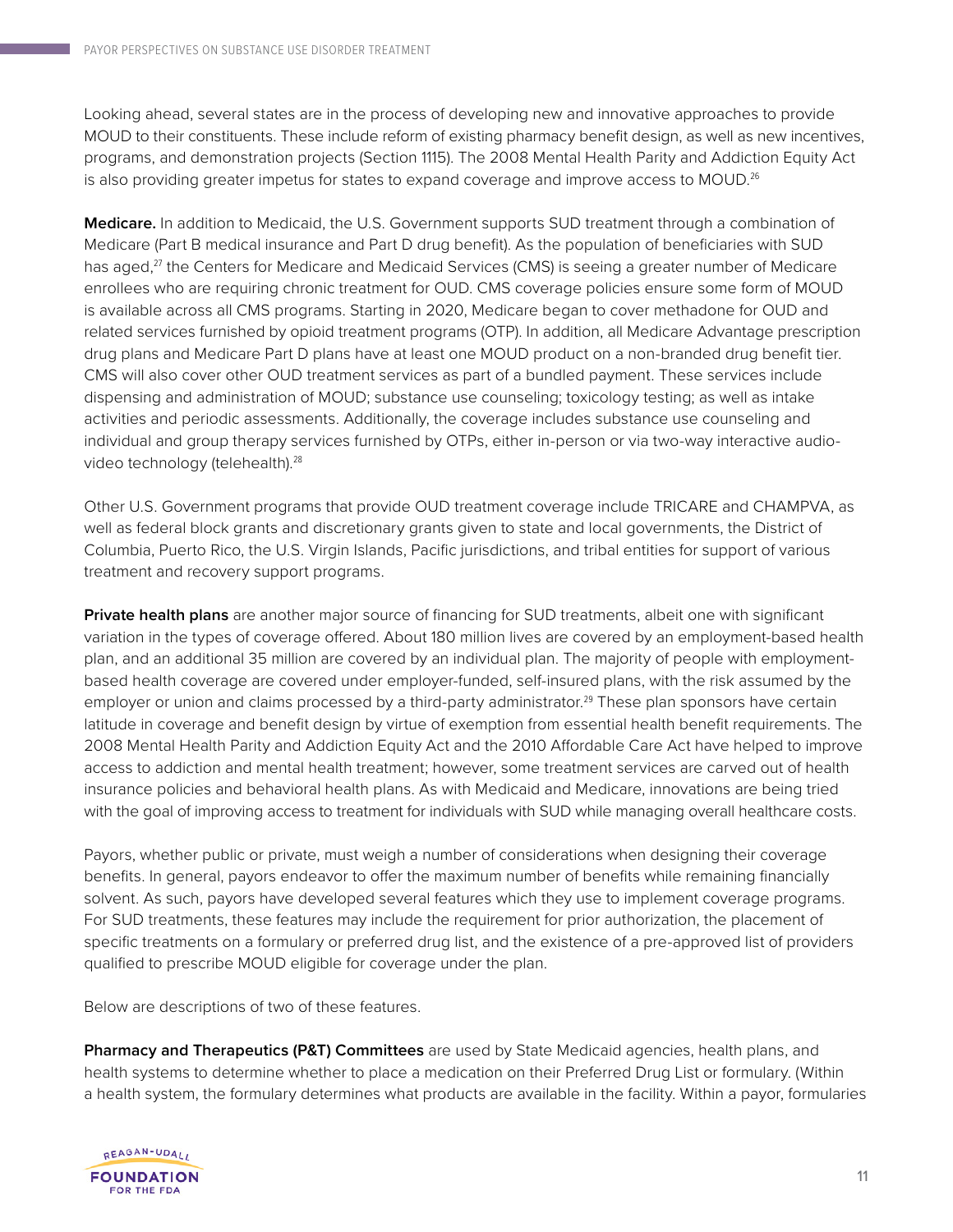Looking ahead, several states are in the process of developing new and innovative approaches to provide MOUD to their constituents. These include reform of existing pharmacy benefit design, as well as new incentives, programs, and demonstration projects (Section 1115). The 2008 Mental Health Parity and Addiction Equity Act is also providing greater impetus for states to expand coverage and improve access to MOUD.[26]

**Medicare.** In addition to Medicaid, the U.S. Government supports SUD treatment through a combination of Medicare (Part B medical insurance and Part D drug benefit). As the population of beneficiaries with SUD has aged,[27] the Centers for Medicare and Medicaid Services (CMS) is seeing a greater number of Medicare enrollees who are requiring chronic treatment for OUD. CMS coverage policies ensure some form of MOUD is available across all CMS programs. Starting in 2020, Medicare began to cover methadone for OUD and related services furnished by opioid treatment programs (OTP). In addition, all Medicare Advantage prescription drug plans and Medicare Part D plans have at least one MOUD product on a non-branded drug benefit tier. CMS will also cover other OUD treatment services as part of a bundled payment. These services include dispensing and administration of MOUD; substance use counseling; toxicology testing; as well as intake activities and periodic assessments. Additionally, the coverage includes substance use counseling and individual and group therapy services furnished by OTPs, either in-person or via two-way interactive audio-video technology (telehealth).[28]

Other U.S. Government programs that provide OUD treatment coverage include TRICARE and CHAMPVA, as well as federal block grants and discretionary grants given to state and local governments, the District of Columbia, Puerto Rico, the U.S. Virgin Islands, Pacific jurisdictions, and tribal entities for support of various treatment and recovery support programs.

**Private health plans** are another major source of financing for SUD treatments, albeit one with significant variation in the types of coverage offered. About 180 million lives are covered by an employment-based health plan, and an additional 35 million are covered by an individual plan. The majority of people with employment-based health coverage are covered under employer-funded, self-insured plans, with the risk assumed by the employer or union and claims processed by a third-party administrator.[29] These plan sponsors have certain latitude in coverage and benefit design by virtue of exemption from essential health benefit requirements. The 2008 Mental Health Parity and Addiction Equity Act and the 2010 Affordable Care Act have helped to improve access to addiction and mental health treatment; however, some treatment services are carved out of health insurance policies and behavioral health plans. As with Medicaid and Medicare, innovations are being tried with the goal of improving access to treatment for individuals with SUD while managing overall healthcare costs.

Payors, whether public or private, must weigh a number of considerations when designing their coverage benefits. In general, payors endeavor to offer the maximum number of benefits while remaining financially solvent. As such, payors have developed several features which they use to implement coverage programs. For SUD treatments, these features may include the requirement for prior authorization, the placement of specific treatments on a formulary or preferred drug list, and the existence of a pre-approved list of providers qualified to prescribe MOUD eligible for coverage under the plan.

Below are descriptions of two of these features.

**Pharmacy and Therapeutics (P&T) Committees** are used by State Medicaid agencies, health plans, and health systems to determine whether to place a medication on their Preferred Drug List or formulary. (Within a health system, the formulary determines what products are available in the facility. Within a payor, formularies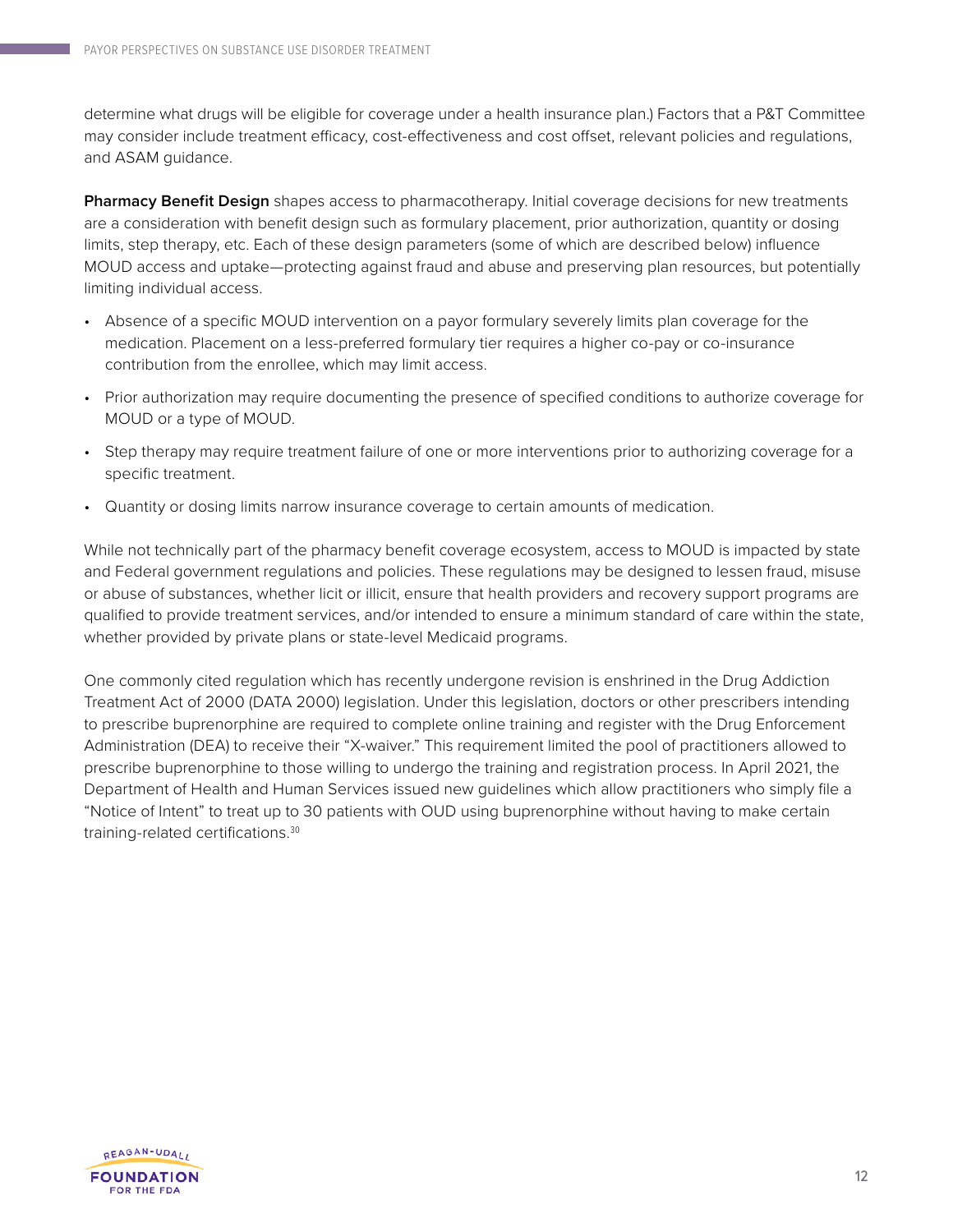determine what drugs will be eligible for coverage under a health insurance plan.) Factors that a P&T Committee may consider include treatment efficacy, cost-effectiveness and cost offset, relevant policies and regulations, and ASAM guidance.

**Pharmacy Benefit Design** shapes access to pharmacotherapy. Initial coverage decisions for new treatments are a consideration with benefit design such as formulary placement, prior authorization, quantity or dosing limits, step therapy, etc. Each of these design parameters (some of which are described below) influence MOUD access and uptake—protecting against fraud and abuse and preserving plan resources, but potentially limiting individual access.

- Absence of a specific MOUD intervention on a payor formulary severely limits plan coverage for the medication. Placement on a less-preferred formulary tier requires a higher co-pay or co-insurance contribution from the enrollee, which may limit access.
- Prior authorization may require documenting the presence of specified conditions to authorize coverage for MOUD or a type of MOUD.
- Step therapy may require treatment failure of one or more interventions prior to authorizing coverage for a specific treatment.
- Quantity or dosing limits narrow insurance coverage to certain amounts of medication.

While not technically part of the pharmacy benefit coverage ecosystem, access to MOUD is impacted by state and Federal government regulations and policies. These regulations may be designed to lessen fraud, misuse or abuse of substances, whether licit or illicit, ensure that health providers and recovery support programs are qualified to provide treatment services, and/or intended to ensure a minimum standard of care within the state, whether provided by private plans or state-level Medicaid programs.

One commonly cited regulation which has recently undergone revision is enshrined in the Drug Addiction Treatment Act of 2000 (DATA 2000) legislation. Under this legislation, doctors or other prescribers intending to prescribe buprenorphine are required to complete online training and register with the Drug Enforcement Administration (DEA) to receive their "X-waiver." This requirement limited the pool of practitioners allowed to prescribe buprenorphine to those willing to undergo the training and registration process. In April 2021, the Department of Health and Human Services issued new guidelines which allow practitioners who simply file a "Notice of Intent" to treat up to 30 patients with OUD using buprenorphine without having to make certain training-related certifications.[30]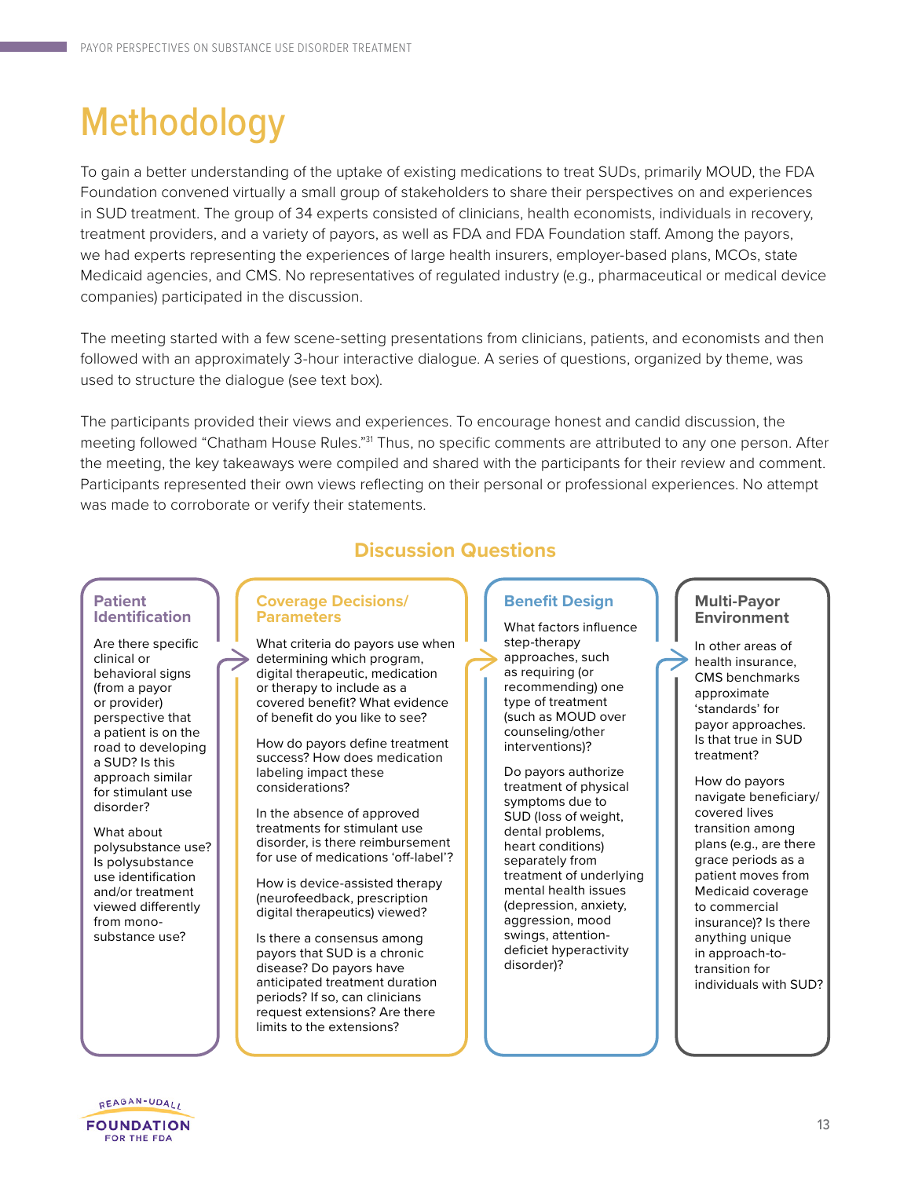# Methodology

To gain a better understanding of the uptake of existing medications to treat SUDs, primarily MOUD, the FDA Foundation convened virtually a small group of stakeholders to share their perspectives on and experiences in SUD treatment. The group of 34 experts consisted of clinicians, health economists, individuals in recovery, treatment providers, and a variety of payors, as well as FDA and FDA Foundation staff. Among the payors, we had experts representing the experiences of large health insurers, employer-based plans, MCOs, state Medicaid agencies, and CMS. No representatives of regulated industry (e.g., pharmaceutical or medical device companies) participated in the discussion.

The meeting started with a few scene-setting presentations from clinicians, patients, and economists and then followed with an approximately 3-hour interactive dialogue. A series of questions, organized by theme, was used to structure the dialogue (see text box).

The participants provided their views and experiences. To encourage honest and candid discussion, the meeting followed "Chatham House Rules."[31] Thus, no specific comments are attributed to any one person. After the meeting, the key takeaways were compiled and shared with the participants for their review and comment. Participants represented their own views reflecting on their personal or professional experiences. No attempt was made to corroborate or verify their statements.

## Discussion Questions

### Patient Identification

Are there specific clinical or behavioral signs (from a payor or provider) perspective that a patient is on the road to developing a SUD? Is this approach similar for stimulant use disorder?

What about polysubstance use? Is polysubstance use identification and/or treatment viewed differently from mono-substance use?

### Coverage Decisions/ Parameters

What criteria do payors use when determining which program, digital therapeutic, medication or therapy to include as a covered benefit? What evidence of benefit do you like to see?

How do payors define treatment success? How does medication labeling impact these considerations?

In the absence of approved treatments for stimulant use disorder, is there reimbursement for use of medications 'off-label'?

How is device-assisted therapy (neurofeedback, prescription digital therapeutics) viewed?

Is there a consensus among payors that SUD is a chronic disease? Do payors have anticipated treatment duration periods? If so, can clinicians request extensions? Are there limits to the extensions?

### Benefit Design

What factors influence step-therapy approaches, such as requiring (or recommending) one type of treatment (such as MOUD over counseling/other interventions)?

Do payors authorize treatment of physical symptoms due to SUD (loss of weight, dental problems, heart conditions) separately from treatment of underlying mental health issues (depression, anxiety, aggression, mood swings, attention-deficit hyperactivity disorder)?

### Multi-Payor Environment

In other areas of health insurance, CMS benchmarks approximate 'standards' for payor approaches. Is that true in SUD treatment?

How do payors navigate beneficiary/ covered lives transition among plans (e.g., are there grace periods as a patient moves from Medicaid coverage to commercial insurance)? Is there anything unique in approach-to-transition for individuals with SUD?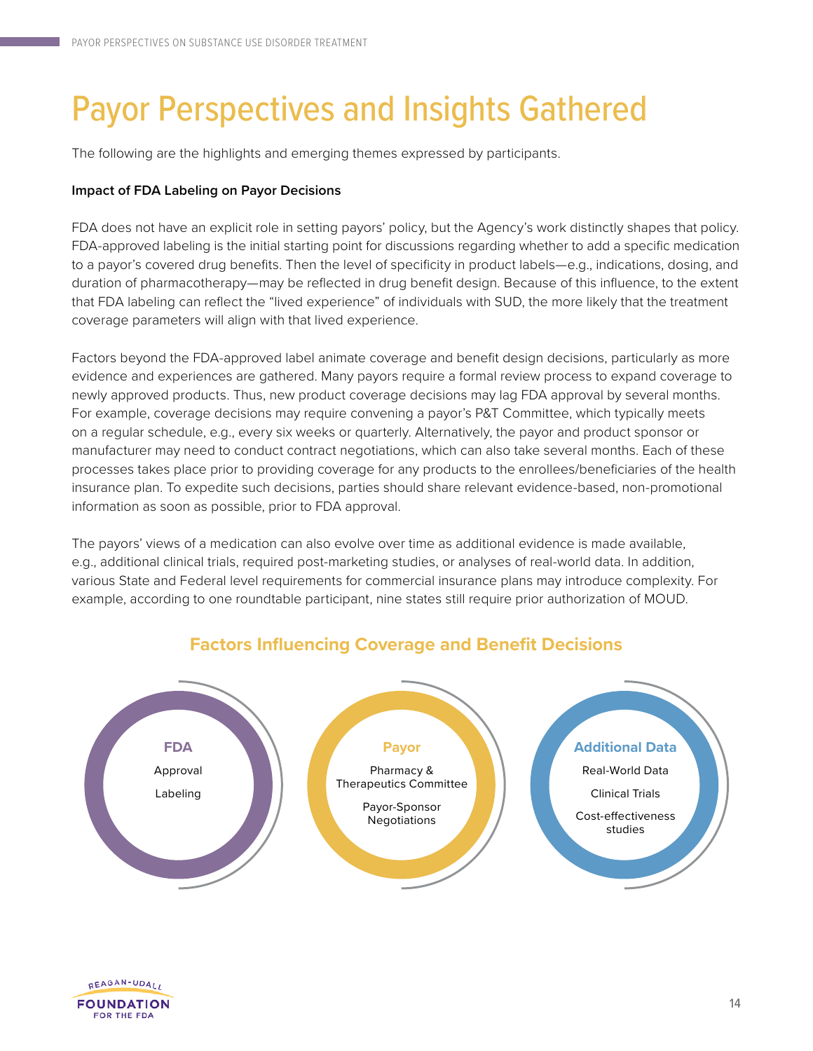# Payor Perspectives and Insights Gathered

The following are the highlights and emerging themes expressed by participants.

**Impact of FDA Labeling on Payor Decisions**

FDA does not have an explicit role in setting payors' policy, but the Agency's work distinctly shapes that policy. FDA-approved labeling is the initial starting point for discussions regarding whether to add a specific medication to a payor's covered drug benefits. Then the level of specificity in product labels—e.g., indications, dosing, and duration of pharmacotherapy—may be reflected in drug benefit design. Because of this influence, to the extent that FDA labeling can reflect the "lived experience" of individuals with SUD, the more likely that the treatment coverage parameters will align with that lived experience.

Factors beyond the FDA-approved label animate coverage and benefit design decisions, particularly as more evidence and experiences are gathered. Many payors require a formal review process to expand coverage to newly approved products. Thus, new product coverage decisions may lag FDA approval by several months. For example, coverage decisions may require convening a payor's P&T Committee, which typically meets on a regular schedule, e.g., every six weeks or quarterly. Alternatively, the payor and product sponsor or manufacturer may need to conduct contract negotiations, which can also take several months. Each of these processes takes place prior to providing coverage for any products to the enrollees/beneficiaries of the health insurance plan. To expedite such decisions, parties should share relevant evidence-based, non-promotional information as soon as possible, prior to FDA approval.

The payors' views of a medication can also evolve over time as additional evidence is made available, e.g., additional clinical trials, required post-marketing studies, or analyses of real-world data. In addition, various State and Federal level requirements for commercial insurance plans may introduce complexity. For example, according to one roundtable participant, nine states still require prior authorization of MOUD.

## Factors Influencing Coverage and Benefit Decisions

**FDA**
- Approval
- Labeling

**Payor**
- Pharmacy & Therapeutics Committee
- Payor-Sponsor Negotiations

**Additional Data**
- Real-World Data
- Clinical Trials
- Cost-effectiveness studies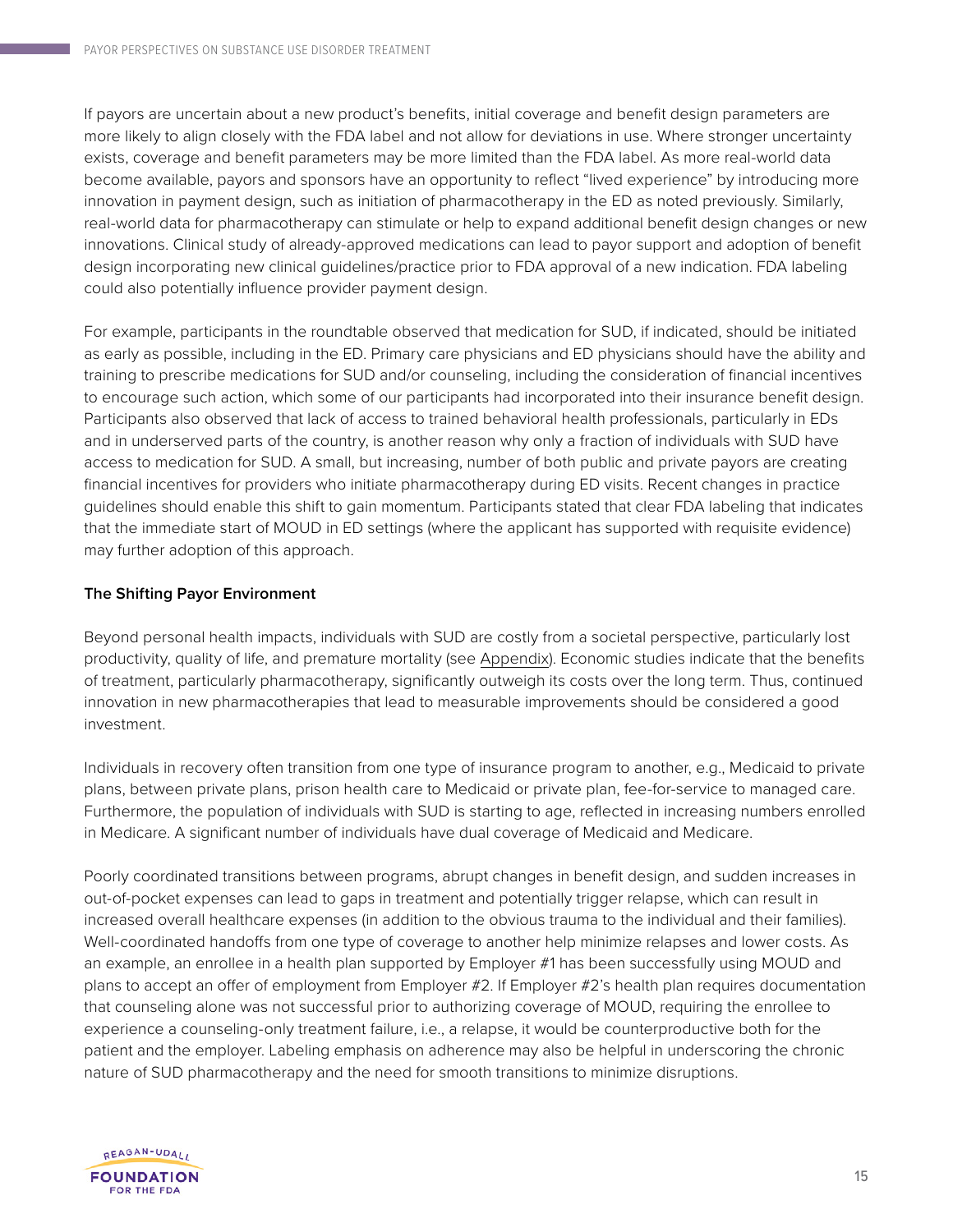If payors are uncertain about a new product's benefits, initial coverage and benefit design parameters are more likely to align closely with the FDA label and not allow for deviations in use. Where stronger uncertainty exists, coverage and benefit parameters may be more limited than the FDA label. As more real-world data become available, payors and sponsors have an opportunity to reflect "lived experience" by introducing more innovation in payment design, such as initiation of pharmacotherapy in the ED as noted previously. Similarly, real-world data for pharmacotherapy can stimulate or help to expand additional benefit design changes or new innovations. Clinical study of already-approved medications can lead to payor support and adoption of benefit design incorporating new clinical guidelines/practice prior to FDA approval of a new indication. FDA labeling could also potentially influence provider payment design.

For example, participants in the roundtable observed that medication for SUD, if indicated, should be initiated as early as possible, including in the ED. Primary care physicians and ED physicians should have the ability and training to prescribe medications for SUD and/or counseling, including the consideration of financial incentives to encourage such action, which some of our participants had incorporated into their insurance benefit design. Participants also observed that lack of access to trained behavioral health professionals, particularly in EDs and in underserved parts of the country, is another reason why only a fraction of individuals with SUD have access to medication for SUD. A small, but increasing, number of both public and private payors are creating financial incentives for providers who initiate pharmacotherapy during ED visits. Recent changes in practice guidelines should enable this shift to gain momentum. Participants stated that clear FDA labeling that indicates that the immediate start of MOUD in ED settings (where the applicant has supported with requisite evidence) may further adoption of this approach.

**The Shifting Payor Environment**

Beyond personal health impacts, individuals with SUD are costly from a societal perspective, particularly lost productivity, quality of life, and premature mortality (see Appendix). Economic studies indicate that the benefits of treatment, particularly pharmacotherapy, significantly outweigh its costs over the long term. Thus, continued innovation in new pharmacotherapies that lead to measurable improvements should be considered a good investment.

Individuals in recovery often transition from one type of insurance program to another, e.g., Medicaid to private plans, between private plans, prison health care to Medicaid or private plan, fee-for-service to managed care. Furthermore, the population of individuals with SUD is starting to age, reflected in increasing numbers enrolled in Medicare. A significant number of individuals have dual coverage of Medicaid and Medicare.

Poorly coordinated transitions between programs, abrupt changes in benefit design, and sudden increases in out-of-pocket expenses can lead to gaps in treatment and potentially trigger relapse, which can result in increased overall healthcare expenses (in addition to the obvious trauma to the individual and their families). Well-coordinated handoffs from one type of coverage to another help minimize relapses and lower costs. As an example, an enrollee in a health plan supported by Employer #1 has been successfully using MOUD and plans to accept an offer of employment from Employer #2. If Employer #2's health plan requires documentation that counseling alone was not successful prior to authorizing coverage of MOUD, requiring the enrollee to experience a counseling-only treatment failure, i.e., a relapse, it would be counterproductive both for the patient and the employer. Labeling emphasis on adherence may also be helpful in underscoring the chronic nature of SUD pharmacotherapy and the need for smooth transitions to minimize disruptions.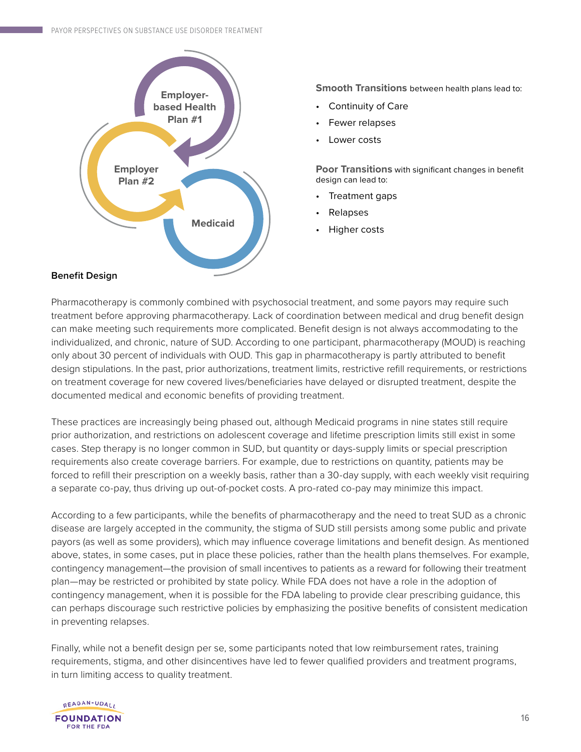Employer-based Health Plan #1

Employer Plan #2

Medicaid

**Smooth Transitions** between health plans lead to:

- Continuity of Care
- Fewer relapses
- Lower costs

**Poor Transitions** with significant changes in benefit design can lead to:

- Treatment gaps
- Relapses
- Higher costs

**Benefit Design**

Pharmacotherapy is commonly combined with psychosocial treatment, and some payors may require such treatment before approving pharmacotherapy. Lack of coordination between medical and drug benefit design can make meeting such requirements more complicated. Benefit design is not always accommodating to the individualized, and chronic, nature of SUD. According to one participant, pharmacotherapy (MOUD) is reaching only about 30 percent of individuals with OUD. This gap in pharmacotherapy is partly attributed to benefit design stipulations. In the past, prior authorizations, treatment limits, restrictive refill requirements, or restrictions on treatment coverage for new covered lives/beneficiaries have delayed or disrupted treatment, despite the documented medical and economic benefits of providing treatment.

These practices are increasingly being phased out, although Medicaid programs in nine states still require prior authorization, and restrictions on adolescent coverage and lifetime prescription limits still exist in some cases. Step therapy is no longer common in SUD, but quantity or days-supply limits or special prescription requirements also create coverage barriers. For example, due to restrictions on quantity, patients may be forced to refill their prescription on a weekly basis, rather than a 30-day supply, with each weekly visit requiring a separate co-pay, thus driving up out-of-pocket costs. A pro-rated co-pay may minimize this impact.

According to a few participants, while the benefits of pharmacotherapy and the need to treat SUD as a chronic disease are largely accepted in the community, the stigma of SUD still persists among some public and private payors (as well as some providers), which may influence coverage limitations and benefit design. As mentioned above, states, in some cases, put in place these policies, rather than the health plans themselves. For example, contingency management—the provision of small incentives to patients as a reward for following their treatment plan—may be restricted or prohibited by state policy. While FDA does not have a role in the adoption of contingency management, when it is possible for the FDA labeling to provide clear prescribing guidance, this can perhaps discourage such restrictive policies by emphasizing the positive benefits of consistent medication in preventing relapses.

Finally, while not a benefit design per se, some participants noted that low reimbursement rates, training requirements, stigma, and other disincentives have led to fewer qualified providers and treatment programs, in turn limiting access to quality treatment.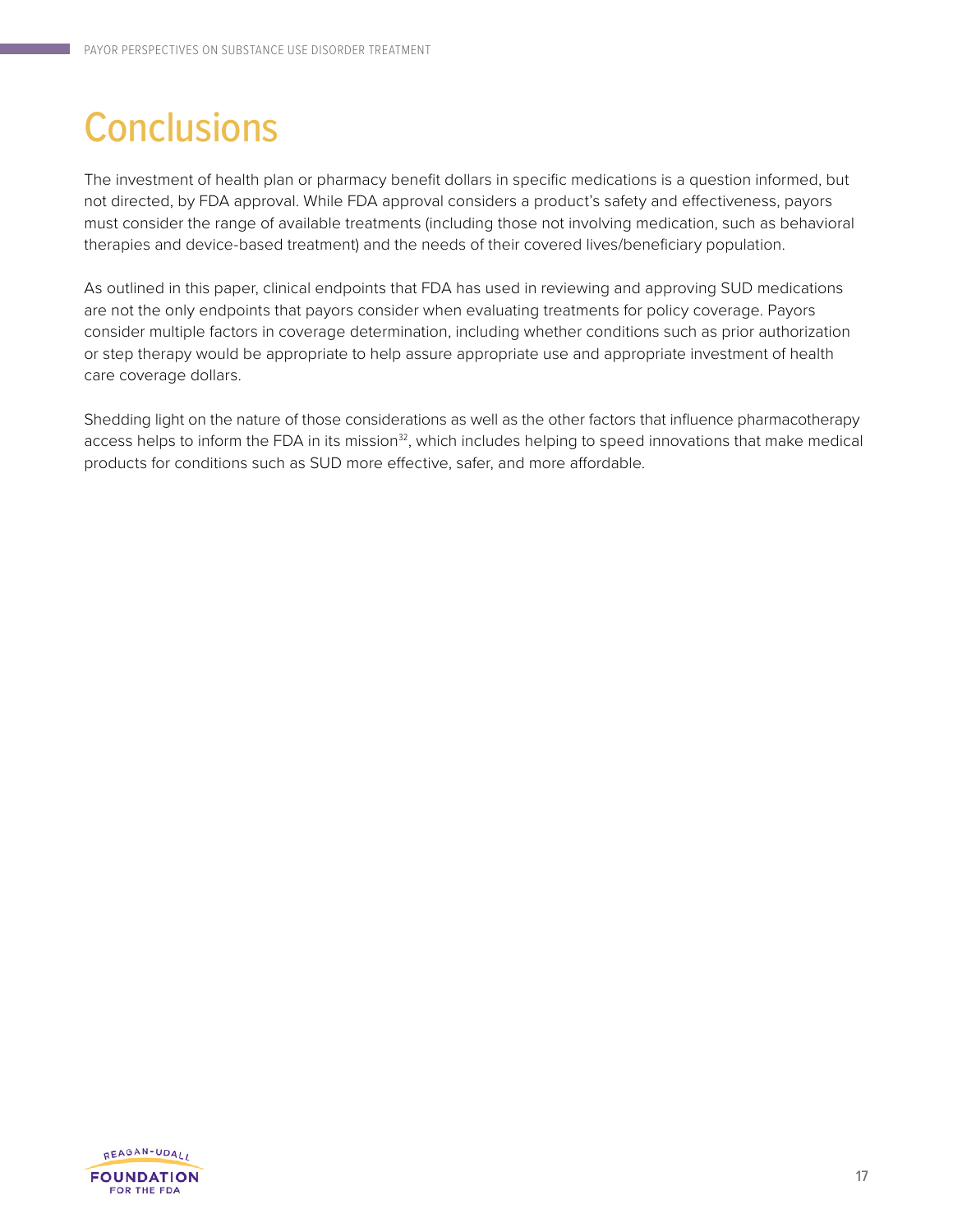# Conclusions

The investment of health plan or pharmacy benefit dollars in specific medications is a question informed, but not directed, by FDA approval. While FDA approval considers a product's safety and effectiveness, payors must consider the range of available treatments (including those not involving medication, such as behavioral therapies and device-based treatment) and the needs of their covered lives/beneficiary population.

As outlined in this paper, clinical endpoints that FDA has used in reviewing and approving SUD medications are not the only endpoints that payors consider when evaluating treatments for policy coverage. Payors consider multiple factors in coverage determination, including whether conditions such as prior authorization or step therapy would be appropriate to help assure appropriate use and appropriate investment of health care coverage dollars.

Shedding light on the nature of those considerations as well as the other factors that influence pharmacotherapy access helps to inform the FDA in its mission[32], which includes helping to speed innovations that make medical products for conditions such as SUD more effective, safer, and more affordable.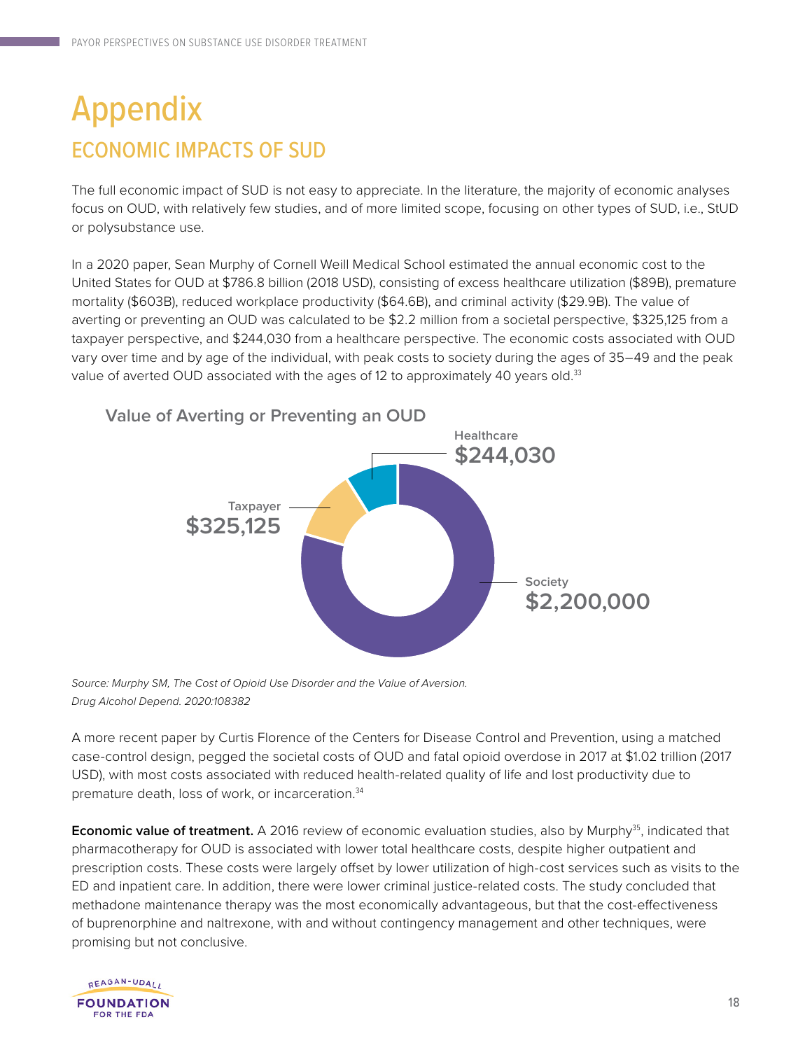# Appendix

## ECONOMIC IMPACTS OF SUD

The full economic impact of SUD is not easy to appreciate. In the literature, the majority of economic analyses focus on OUD, with relatively few studies, and of more limited scope, focusing on other types of SUD, i.e., StUD or polysubstance use.

In a 2020 paper, Sean Murphy of Cornell Weill Medical School estimated the annual economic cost to the United States for OUD at $786.8 billion (2018 USD), consisting of excess healthcare utilization ($89B), premature mortality ($603B), reduced workplace productivity ($64.6B), and criminal activity ($29.9B). The value of averting or preventing an OUD was calculated to be $2.2 million from a societal perspective, $325,125 from a taxpayer perspective, and $244,030 from a healthcare perspective. The economic costs associated with OUD vary over time and by age of the individual, with peak costs to society during the ages of 35–49 and the peak value of averted OUD associated with the ages of 12 to approximately 40 years old.[33]

**Value of Averting or Preventing an OUD**

Healthcare **$244,030**

Taxpayer **$325,125**

Society **$2,200,000**

*Source: Murphy SM, The Cost of Opioid Use Disorder and the Value of Aversion. Drug Alcohol Depend. 2020:108382*

A more recent paper by Curtis Florence of the Centers for Disease Control and Prevention, using a matched case-control design, pegged the societal costs of OUD and fatal opioid overdose in 2017 at $1.02 trillion (2017 USD), with most costs associated with reduced health-related quality of life and lost productivity due to premature death, loss of work, or incarceration.[34]

**Economic value of treatment.** A 2016 review of economic evaluation studies, also by Murphy[35], indicated that pharmacotherapy for OUD is associated with lower total healthcare costs, despite higher outpatient and prescription costs. These costs were largely offset by lower utilization of high-cost services such as visits to the ED and inpatient care. In addition, there were lower criminal justice-related costs. The study concluded that methadone maintenance therapy was the most economically advantageous, but that the cost-effectiveness of buprenorphine and naltrexone, with and without contingency management and other techniques, were promising but not conclusive.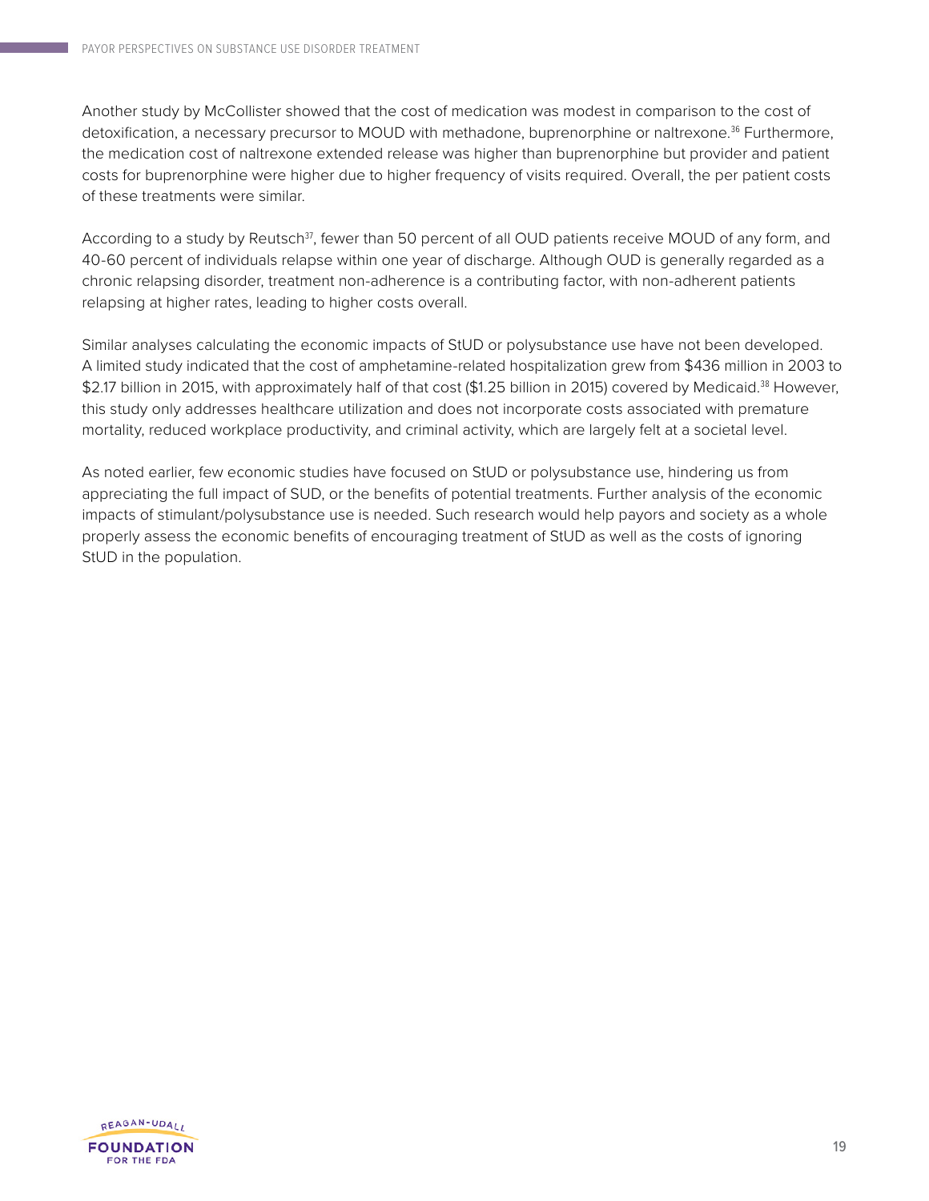Another study by McCollister showed that the cost of medication was modest in comparison to the cost of detoxification, a necessary precursor to MOUD with methadone, buprenorphine or naltrexone.[36] Furthermore, the medication cost of naltrexone extended release was higher than buprenorphine but provider and patient costs for buprenorphine were higher due to higher frequency of visits required. Overall, the per patient costs of these treatments were similar.

According to a study by Reutsch[37], fewer than 50 percent of all OUD patients receive MOUD of any form, and 40-60 percent of individuals relapse within one year of discharge. Although OUD is generally regarded as a chronic relapsing disorder, treatment non-adherence is a contributing factor, with non-adherent patients relapsing at higher rates, leading to higher costs overall.

Similar analyses calculating the economic impacts of StUD or polysubstance use have not been developed. A limited study indicated that the cost of amphetamine-related hospitalization grew from $436 million in 2003 to $2.17 billion in 2015, with approximately half of that cost ($1.25 billion in 2015) covered by Medicaid.[38] However, this study only addresses healthcare utilization and does not incorporate costs associated with premature mortality, reduced workplace productivity, and criminal activity, which are largely felt at a societal level.

As noted earlier, few economic studies have focused on StUD or polysubstance use, hindering us from appreciating the full impact of SUD, or the benefits of potential treatments. Further analysis of the economic impacts of stimulant/polysubstance use is needed. Such research would help payors and society as a whole properly assess the economic benefits of encouraging treatment of StUD as well as the costs of ignoring StUD in the population.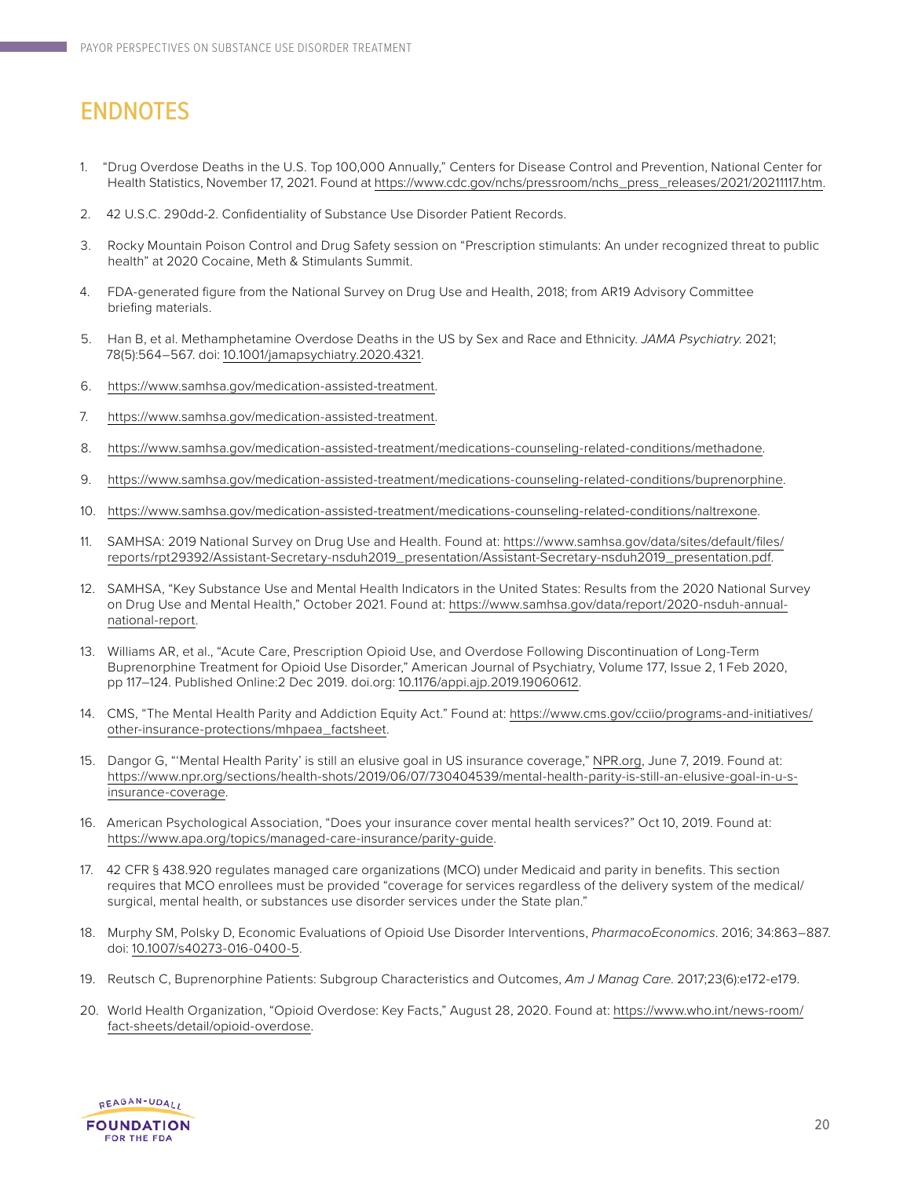# ENDNOTES

1. "Drug Overdose Deaths in the U.S. Top 100,000 Annually," Centers for Disease Control and Prevention, National Center for Health Statistics, November 17, 2021. Found at https://www.cdc.gov/nchs/pressroom/nchs_press_releases/2021/20211117.htm.
2. 42 U.S.C. 290dd-2. Confidentiality of Substance Use Disorder Patient Records.
3. Rocky Mountain Poison Control and Drug Safety session on "Prescription stimulants: An under recognized threat to public health" at 2020 Cocaine, Meth & Stimulants Summit.
4. FDA-generated figure from the National Survey on Drug Use and Health, 2018; from AR19 Advisory Committee briefing materials.
5. Han B, et al. Methamphetamine Overdose Deaths in the US by Sex and Race and Ethnicity. *JAMA Psychiatry.* 2021; 78(5):564–567. doi: 10.1001/jamapsychiatry.2020.4321.
6. https://www.samhsa.gov/medication-assisted-treatment.
7. https://www.samhsa.gov/medication-assisted-treatment.
8. https://www.samhsa.gov/medication-assisted-treatment/medications-counseling-related-conditions/methadone.
9. https://www.samhsa.gov/medication-assisted-treatment/medications-counseling-related-conditions/buprenorphine.
10. https://www.samhsa.gov/medication-assisted-treatment/medications-counseling-related-conditions/naltrexone.
11. SAMHSA: 2019 National Survey on Drug Use and Health. Found at: https://www.samhsa.gov/data/sites/default/files/reports/rpt29392/Assistant-Secretary-nsduh2019_presentation/Assistant-Secretary-nsduh2019_presentation.pdf.
12. SAMHSA, "Key Substance Use and Mental Health Indicators in the United States: Results from the 2020 National Survey on Drug Use and Mental Health," October 2021. Found at: https://www.samhsa.gov/data/report/2020-nsduh-annual-national-report.
13. Williams AR, et al., "Acute Care, Prescription Opioid Use, and Overdose Following Discontinuation of Long-Term Buprenorphine Treatment for Opioid Use Disorder," American Journal of Psychiatry, Volume 177, Issue 2, 1 Feb 2020, pp 117–124. Published Online:2 Dec 2019. doi.org: 10.1176/appi.ajp.2019.19060612.
14. CMS, "The Mental Health Parity and Addiction Equity Act." Found at: https://www.cms.gov/cciio/programs-and-initiatives/other-insurance-protections/mhpaea_factsheet.
15. Dangor G, "'Mental Health Parity' is still an elusive goal in US insurance coverage," NPR.org, June 7, 2019. Found at: https://www.npr.org/sections/health-shots/2019/06/07/730404539/mental-health-parity-is-still-an-elusive-goal-in-u-s-insurance-coverage.
16. American Psychological Association, "Does your insurance cover mental health services?" Oct 10, 2019. Found at: https://www.apa.org/topics/managed-care-insurance/parity-guide.
17. 42 CFR § 438.920 regulates managed care organizations (MCO) under Medicaid and parity in benefits. This section requires that MCO enrollees must be provided "coverage for services regardless of the delivery system of the medical/surgical, mental health, or substances use disorder services under the State plan."
18. Murphy SM, Polsky D, Economic Evaluations of Opioid Use Disorder Interventions, *PharmacoEconomics*. 2016; 34:863–887. doi: 10.1007/s40273-016-0400-5.
19. Reutsch C, Buprenorphine Patients: Subgroup Characteristics and Outcomes, *Am J Manag Care.* 2017;23(6):e172-e179.
20. World Health Organization, "Opioid Overdose: Key Facts," August 28, 2020. Found at: https://www.who.int/news-room/fact-sheets/detail/opioid-overdose.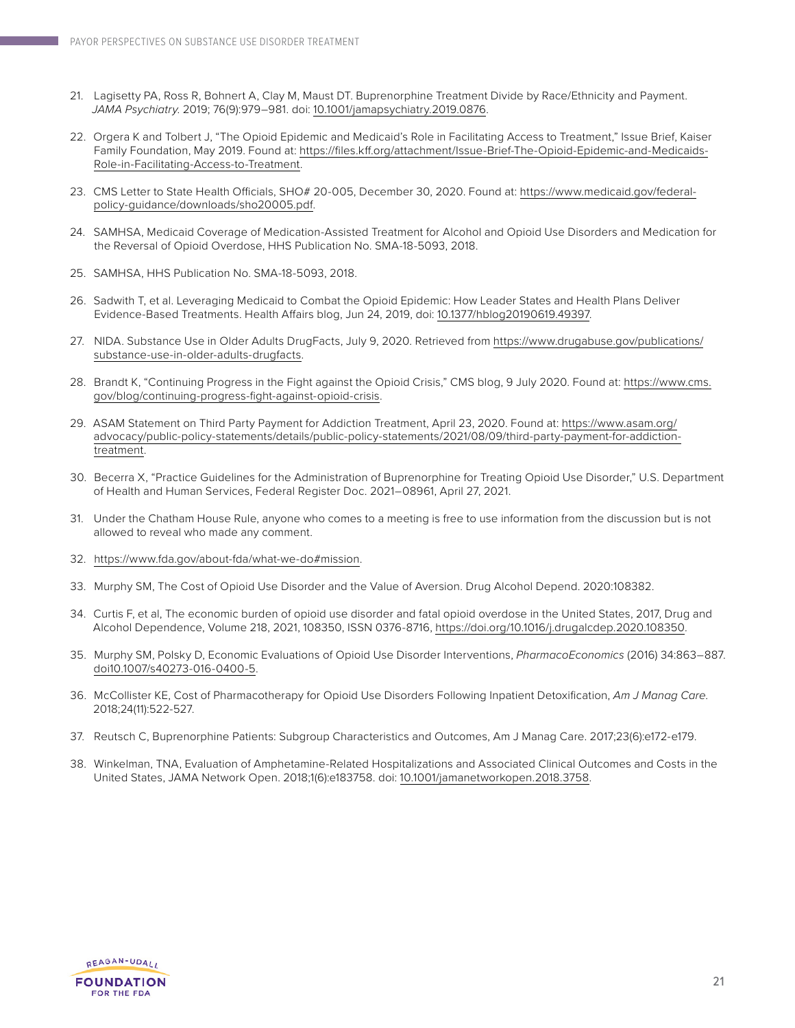21. Lagisetty PA, Ross R, Bohnert A, Clay M, Maust DT. Buprenorphine Treatment Divide by Race/Ethnicity and Payment. *JAMA Psychiatry.* 2019; 76(9):979–981. doi: 10.1001/jamapsychiatry.2019.0876.

22. Orgera K and Tolbert J, "The Opioid Epidemic and Medicaid's Role in Facilitating Access to Treatment," Issue Brief, Kaiser Family Foundation, May 2019. Found at: https://files.kff.org/attachment/Issue-Brief-The-Opioid-Epidemic-and-Medicaids-Role-in-Facilitating-Access-to-Treatment.

23. CMS Letter to State Health Officials, SHO# 20-005, December 30, 2020. Found at: https://www.medicaid.gov/federal-policy-guidance/downloads/sho20005.pdf.

24. SAMHSA, Medicaid Coverage of Medication-Assisted Treatment for Alcohol and Opioid Use Disorders and Medication for the Reversal of Opioid Overdose, HHS Publication No. SMA-18-5093, 2018.

25. SAMHSA, HHS Publication No. SMA-18-5093, 2018.

26. Sadwith T, et al. Leveraging Medicaid to Combat the Opioid Epidemic: How Leader States and Health Plans Deliver Evidence-Based Treatments. Health Affairs blog, Jun 24, 2019, doi: 10.1377/hblog20190619.49397.

27. NIDA. Substance Use in Older Adults DrugFacts, July 9, 2020. Retrieved from https://www.drugabuse.gov/publications/substance-use-in-older-adults-drugfacts.

28. Brandt K, "Continuing Progress in the Fight against the Opioid Crisis," CMS blog, 9 July 2020. Found at: https://www.cms.gov/blog/continuing-progress-fight-against-opioid-crisis.

29. ASAM Statement on Third Party Payment for Addiction Treatment, April 23, 2020. Found at: https://www.asam.org/advocacy/public-policy-statements/details/public-policy-statements/2021/08/09/third-party-payment-for-addiction-treatment.

30. Becerra X, "Practice Guidelines for the Administration of Buprenorphine for Treating Opioid Use Disorder," U.S. Department of Health and Human Services, Federal Register Doc. 2021–08961, April 27, 2021.

31. Under the Chatham House Rule, anyone who comes to a meeting is free to use information from the discussion but is not allowed to reveal who made any comment.

32. https://www.fda.gov/about-fda/what-we-do#mission.

33. Murphy SM, The Cost of Opioid Use Disorder and the Value of Aversion. Drug Alcohol Depend. 2020:108382.

34. Curtis F, et al, The economic burden of opioid use disorder and fatal opioid overdose in the United States, 2017, Drug and Alcohol Dependence, Volume 218, 2021, 108350, ISSN 0376-8716, https://doi.org/10.1016/j.drugalcdep.2020.108350.

35. Murphy SM, Polsky D, Economic Evaluations of Opioid Use Disorder Interventions, *PharmacoEconomics* (2016) 34:863–887. doi10.1007/s40273-016-0400-5.

36. McCollister KE, Cost of Pharmacotherapy for Opioid Use Disorders Following Inpatient Detoxification, *Am J Manag Care.* 2018;24(11):522-527.

37. Reutsch C, Buprenorphine Patients: Subgroup Characteristics and Outcomes, Am J Manag Care. 2017;23(6):e172-e179.

38. Winkelman, TNA, Evaluation of Amphetamine-Related Hospitalizations and Associated Clinical Outcomes and Costs in the United States, JAMA Network Open. 2018;1(6):e183758. doi: 10.1001/jamanetworkopen.2018.3758.